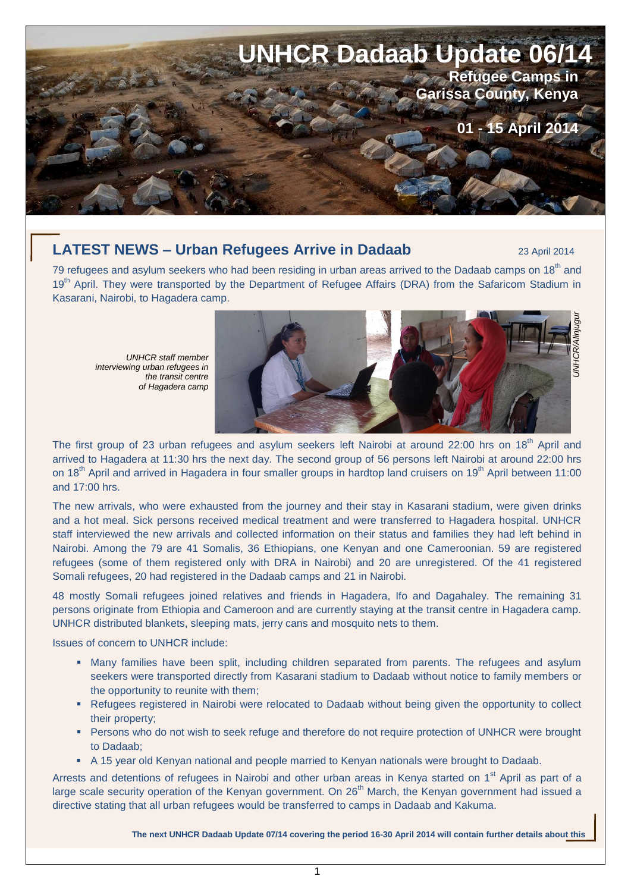# UNHCR Dadaab Update 06/14

**Refugee Camps in Garissa County, Kenya**

**01 - 15 April 2014**

## LATEST NEWS – Urban Refugees Arrive in Dadaab

23 April 2014

79 refugees and asylum seekers who had been residing in urban areas arrived to the Dadaab camps on 18th and 19th April. They were transported by the Department of Refugee Affairs (DRA) from the Safaricom Stadium in Kasarani, Nairobi, to Hagadera camp.

*UNHCR staff member interviewing urban refugees in the transit centre of Hagadera camp*

*UNHCR/Alinjugur*

The first group of 23 urban refugees and asylum seekers left Nairobi at around 22:00 hrs on 18th April and arrived to Hagadera at 11:30 hrs the next day. The second group of 56 persons left Nairobi at around 22:00 hrs on 18th April and arrived in Hagadera in four smaller groups in hardtop land cruisers on 19th April between 11:00 and 17:00 hrs.

The new arrivals, who were exhausted from the journey and their stay in Kasarani stadium, were given drinks and a hot meal. Sick persons received medical treatment and were transferred to Hagadera hospital. UNHCR staff interviewed the new arrivals and collected information on their status and families they had left behind in Nairobi. Among the 79 are 41 Somalis, 36 Ethiopians, one Kenyan and one Cameroonian. 59 are registered refugees (some of them registered only with DRA in Nairobi) and 20 are unregistered. Of the 41 registered Somali refugees, 20 had registered in the Dadaab camps and 21 in Nairobi.

48 mostly Somali refugees joined relatives and friends in Hagadera, Ifo and Dagahaley. The remaining 31 persons originate from Ethiopia and Cameroon and are currently staying at the transit centre in Hagadera camp. UNHCR distributed blankets, sleeping mats, jerry cans and mosquito nets to them.

Issues of concern to UNHCR include:

- Many families have been split, including children separated from parents. The refugees and asylum seekers were transported directly from Kasarani stadium to Dadaab without notice to family members or the opportunity to reunite with them;
- Refugees registered in Nairobi were relocated to Dadaab without being given the opportunity to collect their property;
- Persons who do not wish to seek refuge and therefore do not require protection of UNHCR were brought to Dadaab;
- A 15 year old Kenyan national and people married to Kenyan nationals were brought to Dadaab.

Arrests and detentions of refugees in Nairobi and other urban areas in Kenya started on 1st April as part of a large scale security operation of the Kenyan government. On 26th March, the Kenyan government had issued a directive stating that all urban refugees would be transferred to camps in Dadaab and Kakuma.

**The next UNHCR Dadaab Update 07/14 covering the period 16-30 April 2014 will contain further details about this**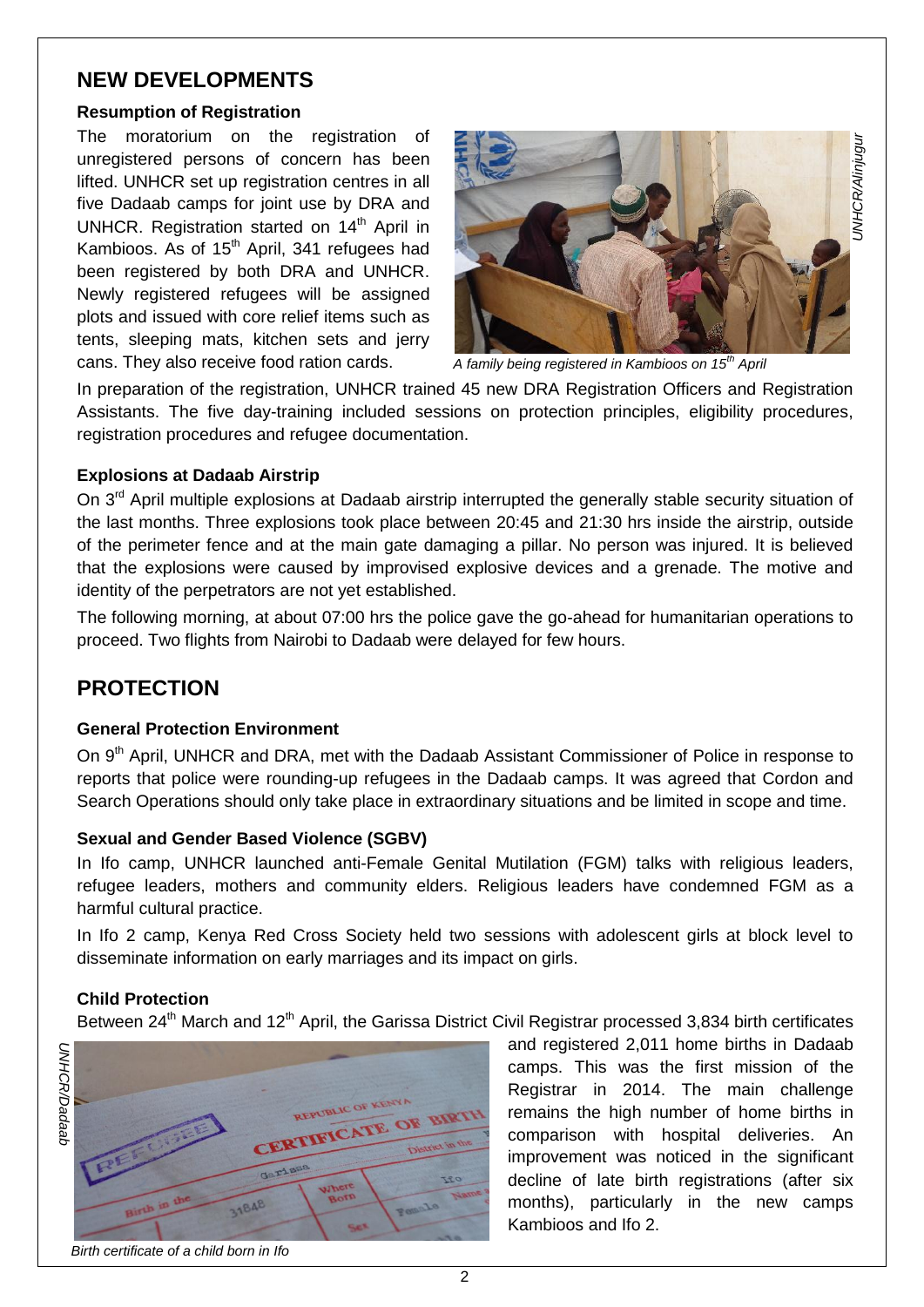## NEW DEVELOPMENTS

### Resumption of Registration

The moratorium on the registration of unregistered persons of concern has been lifted. UNHCR set up registration centres in all five Dadaab camps for joint use by DRA and UNHCR. Registration started on 14th April in Kambioos. As of 15th April, 341 refugees had been registered by both DRA and UNHCR. Newly registered refugees will be assigned plots and issued with core relief items such as tents, sleeping mats, kitchen sets and jerry cans. They also receive food ration cards.

*A family being registered in Kambioos on 15th April*

*UNHCR/Alinjugur*

In preparation of the registration, UNHCR trained 45 new DRA Registration Officers and Registration Assistants. The five day-training included sessions on protection principles, eligibility procedures, registration procedures and refugee documentation.

### Explosions at Dadaab Airstrip

On 3rd April multiple explosions at Dadaab airstrip interrupted the generally stable security situation of the last months. Three explosions took place between 20:45 and 21:30 hrs inside the airstrip, outside of the perimeter fence and at the main gate damaging a pillar. No person was injured. It is believed that the explosions were caused by improvised explosive devices and a grenade. The motive and identity of the perpetrators are not yet established.

The following morning, at about 07:00 hrs the police gave the go-ahead for humanitarian operations to proceed. Two flights from Nairobi to Dadaab were delayed for few hours.

## PROTECTION

### General Protection Environment

On 9th April, UNHCR and DRA, met with the Dadaab Assistant Commissioner of Police in response to reports that police were rounding-up refugees in the Dadaab camps. It was agreed that Cordon and Search Operations should only take place in extraordinary situations and be limited in scope and time.

### Sexual and Gender Based Violence (SGBV)

In Ifo camp, UNHCR launched anti-Female Genital Mutilation (FGM) talks with religious leaders, refugee leaders, mothers and community elders. Religious leaders have condemned FGM as a harmful cultural practice.

In Ifo 2 camp, Kenya Red Cross Society held two sessions with adolescent girls at block level to disseminate information on early marriages and its impact on girls.

### Child Protection

Between 24th March and 12th April, the Garissa District Civil Registrar processed 3,834 birth certificates and registered 2,011 home births in Dadaab camps. This was the first mission of the Registrar in 2014. The main challenge remains the high number of home births in comparison with hospital deliveries. An improvement was noticed in the significant decline of late birth registrations (after six months), particularly in the new camps Kambioos and Ifo 2.

*UNHCR/Dadaab*

*Birth certificate of a child born in Ifo*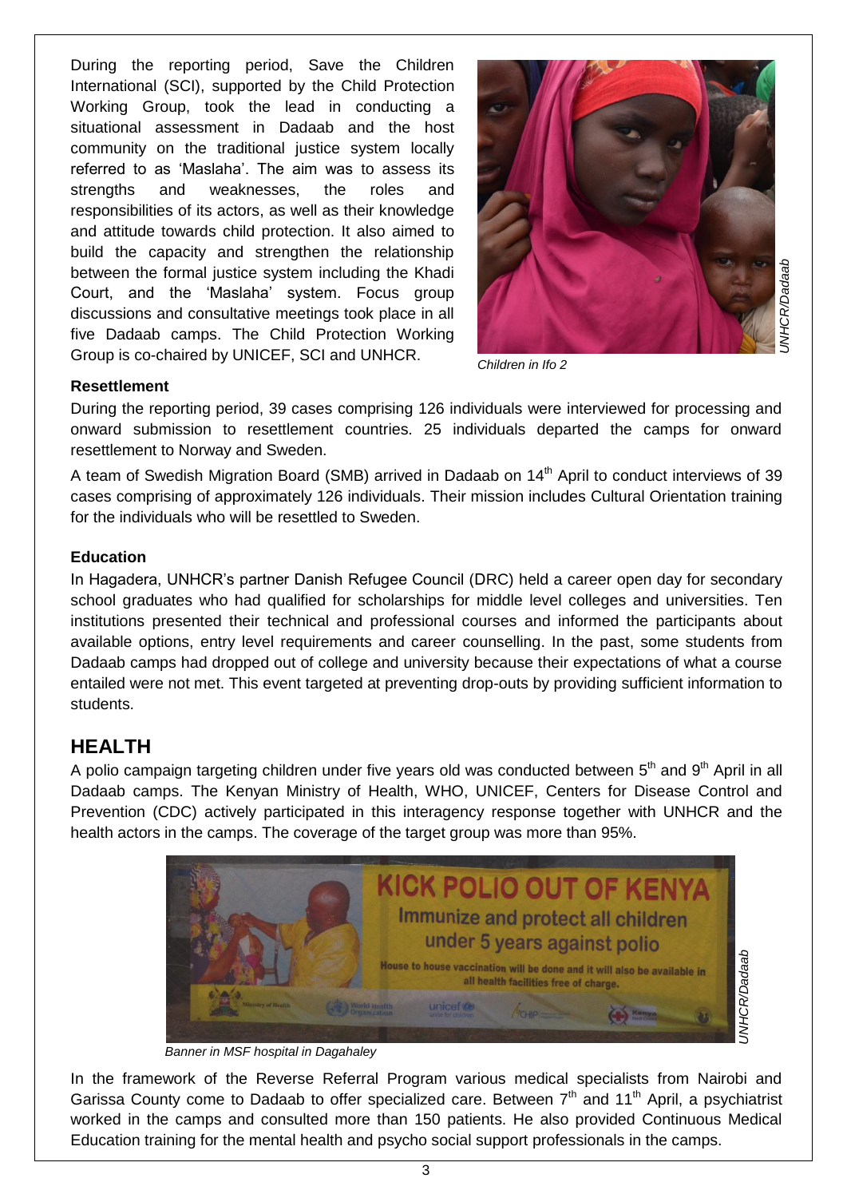During the reporting period, Save the Children International (SCI), supported by the Child Protection Working Group, took the lead in conducting a situational assessment in Dadaab and the host community on the traditional justice system locally referred to as 'Maslaha'. The aim was to assess its strengths and weaknesses, the roles and responsibilities of its actors, as well as their knowledge and attitude towards child protection. It also aimed to build the capacity and strengthen the relationship between the formal justice system including the Khadi Court, and the 'Maslaha' system. Focus group discussions and consultative meetings took place in all five Dadaab camps. The Child Protection Working Group is co-chaired by UNICEF, SCI and UNHCR.

UNHCR/Dadaab

*Children in Ifo 2*

**Resettlement**

During the reporting period, 39 cases comprising 126 individuals were interviewed for processing and onward submission to resettlement countries. 25 individuals departed the camps for onward resettlement to Norway and Sweden.

A team of Swedish Migration Board (SMB) arrived in Dadaab on 14th April to conduct interviews of 39 cases comprising of approximately 126 individuals. Their mission includes Cultural Orientation training for the individuals who will be resettled to Sweden.

**Education**

In Hagadera, UNHCR's partner Danish Refugee Council (DRC) held a career open day for secondary school graduates who had qualified for scholarships for middle level colleges and universities. Ten institutions presented their technical and professional courses and informed the participants about available options, entry level requirements and career counselling. In the past, some students from Dadaab camps had dropped out of college and university because their expectations of what a course entailed were not met. This event targeted at preventing drop-outs by providing sufficient information to students.

## HEALTH

A polio campaign targeting children under five years old was conducted between 5th and 9th April in all Dadaab camps. The Kenyan Ministry of Health, WHO, UNICEF, Centers for Disease Control and Prevention (CDC) actively participated in this interagency response together with UNHCR and the health actors in the camps. The coverage of the target group was more than 95%.

UNHCR/Dadaab

*Banner in MSF hospital in Dagahaley*

In the framework of the Reverse Referral Program various medical specialists from Nairobi and Garissa County come to Dadaab to offer specialized care. Between 7th and 11th April, a psychiatrist worked in the camps and consulted more than 150 patients. He also provided Continuous Medical Education training for the mental health and psycho social support professionals in the camps.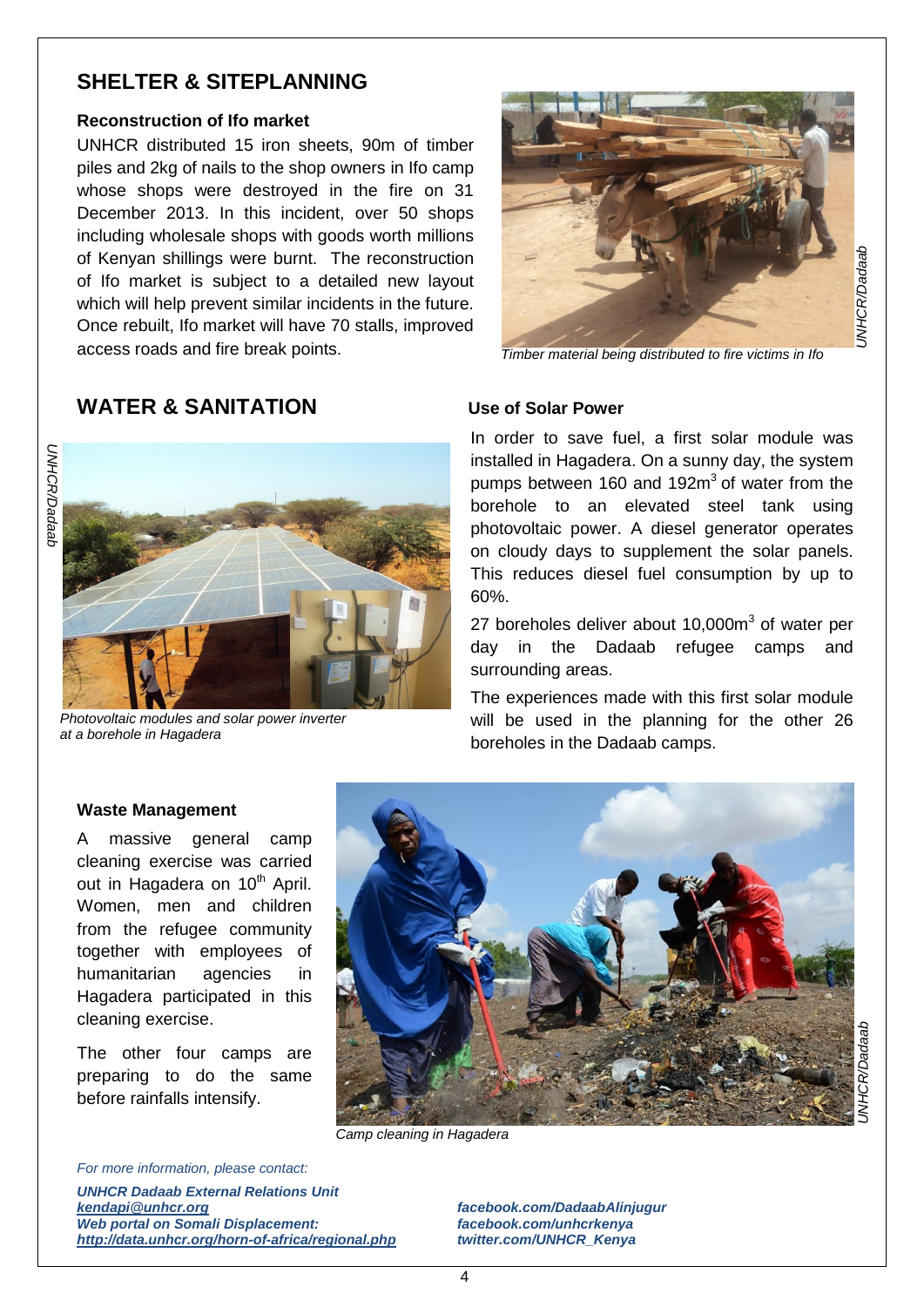## SHELTER & SITEPLANNING

### Reconstruction of Ifo market

UNHCR distributed 15 iron sheets, 90m of timber piles and 2kg of nails to the shop owners in Ifo camp whose shops were destroyed in the fire on 31 December 2013. In this incident, over 50 shops including wholesale shops with goods worth millions of Kenyan shillings were burnt. The reconstruction of Ifo market is subject to a detailed new layout which will help prevent similar incidents in the future. Once rebuilt, Ifo market will have 70 stalls, improved access roads and fire break points.

*UNHCR/Dadaab*

*Timber material being distributed to fire victims in Ifo*

## WATER & SANITATION

*UNHCR/Dadaab*

*Photovoltaic modules and solar power inverter at a borehole in Hagadera*

### Use of Solar Power

In order to save fuel, a first solar module was installed in Hagadera. On a sunny day, the system pumps between 160 and 192m$^3$ of water from the borehole to an elevated steel tank using photovoltaic power. A diesel generator operates on cloudy days to supplement the solar panels. This reduces diesel fuel consumption by up to 60%.

27 boreholes deliver about 10,000m$^3$ of water per day in the Dadaab refugee camps and surrounding areas.

The experiences made with this first solar module will be used in the planning for the other 26 boreholes in the Dadaab camps.

### Waste Management

A massive general camp cleaning exercise was carried out in Hagadera on 10th April. Women, men and children from the refugee community together with employees of humanitarian agencies in Hagadera participated in this cleaning exercise.

The other four camps are preparing to do the same before rainfalls intensify.

*UNHCR/Dadaab*

*Camp cleaning in Hagadera*

*For more information, please contact:*

***UNHCR Dadaab External Relations Unit***
***kendapi@unhcr.org***
***Web portal on Somali Displacement:***
***http://data.unhcr.org/horn-of-africa/regional.php***

***facebook.com/DadaabAlinjugur***
***facebook.com/unhcrkenya***
***twitter.com/UNHCR_Kenya***